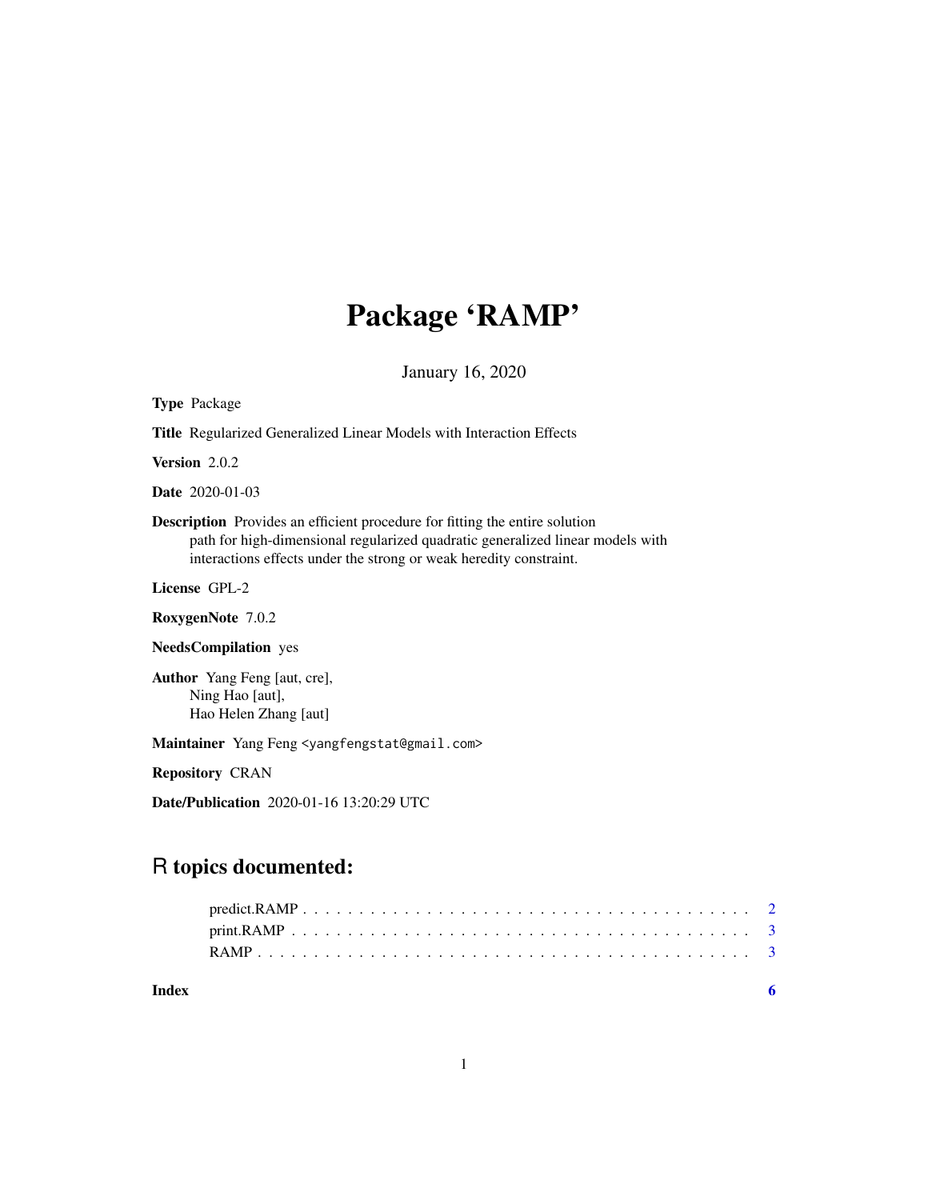# Package 'RAMP'

January 16, 2020

**Type** Package

**Title** Regularized Generalized Linear Models with Interaction Effects

**Version** 2.0.2

**Date** 2020-01-03

**Description** Provides an efficient procedure for fitting the entire solution path for high-dimensional regularized quadratic generalized linear models with interactions effects under the strong or weak heredity constraint.

**License** GPL-2

**RoxygenNote** 7.0.2

**NeedsCompilation** yes

**Author** Yang Feng [aut, cre], Ning Hao [aut], Hao Helen Zhang [aut]

**Maintainer** Yang Feng <yangfengstat@gmail.com>

**Repository** CRAN

**Date/Publication** 2020-01-16 13:20:29 UTC

## R topics documented:

predict.RAMP . . . . . . . . . . . . . . . . . . . . . . . . . . . . . . . . . . . . . . . 2
print.RAMP . . . . . . . . . . . . . . . . . . . . . . . . . . . . . . . . . . . . . . . . 3
RAMP . . . . . . . . . . . . . . . . . . . . . . . . . . . . . . . . . . . . . . . . . . . 3

**Index** **6**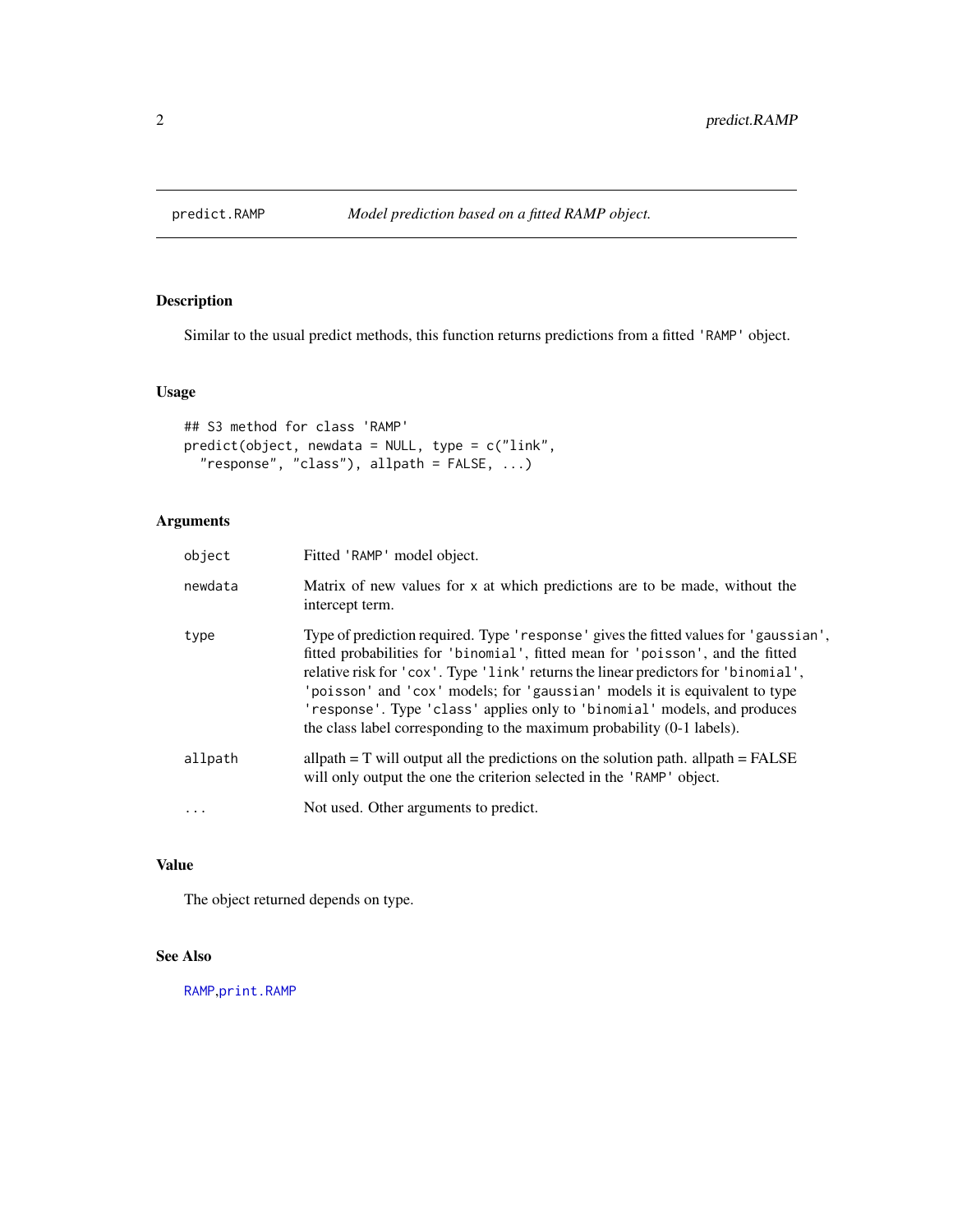# predict.RAMP

*Model prediction based on a fitted RAMP object.*

## Description

Similar to the usual predict methods, this function returns predictions from a fitted 'RAMP' object.

## Usage

```
## S3 method for class 'RAMP'
predict(object, newdata = NULL, type = c("link",
  "response", "class"), allpath = FALSE, ...)
```

## Arguments

| Argument | Description |
|---|---|
| object | Fitted 'RAMP' model object. |
| newdata | Matrix of new values for x at which predictions are to be made, without the intercept term. |
| type | Type of prediction required. Type 'response' gives the fitted values for 'gaussian', fitted probabilities for 'binomial', fitted mean for 'poisson', and the fitted relative risk for 'cox'. Type 'link' returns the linear predictors for 'binomial', 'poisson' and 'cox' models; for 'gaussian' models it is equivalent to type 'response'. Type 'class' applies only to 'binomial' models, and produces the class label corresponding to the maximum probability (0-1 labels). |
| allpath | allpath = T will output all the predictions on the solution path. allpath = FALSE will only output the one the criterion selected in the 'RAMP' object. |
| ... | Not used. Other arguments to predict. |

## Value

The object returned depends on type.

## See Also

RAMP, print.RAMP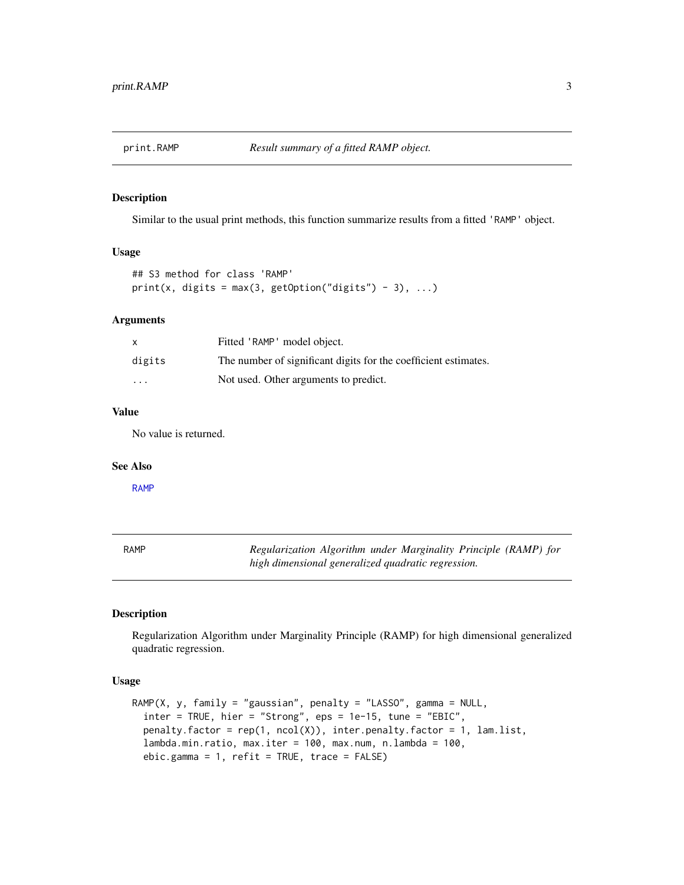## print.RAMP — *Result summary of a fitted RAMP object.*

### Description

Similar to the usual print methods, this function summarize results from a fitted 'RAMP' object.

### Usage

```
## S3 method for class 'RAMP'
print(x, digits = max(3, getOption("digits") - 3), ...)
```

### Arguments

| | |
|---|---|
| x | Fitted 'RAMP' model object. |
| digits | The number of significant digits for the coefficient estimates. |
| ... | Not used. Other arguments to predict. |

### Value

No value is returned.

### See Also

RAMP

## RAMP — *Regularization Algorithm under Marginality Principle (RAMP) for high dimensional generalized quadratic regression.*

### Description

Regularization Algorithm under Marginality Principle (RAMP) for high dimensional generalized quadratic regression.

### Usage

```
RAMP(X, y, family = "gaussian", penalty = "LASSO", gamma = NULL,
  inter = TRUE, hier = "Strong", eps = 1e-15, tune = "EBIC",
  penalty.factor = rep(1, ncol(X)), inter.penalty.factor = 1, lam.list,
  lambda.min.ratio, max.iter = 100, max.num, n.lambda = 100,
  ebic.gamma = 1, refit = TRUE, trace = FALSE)
```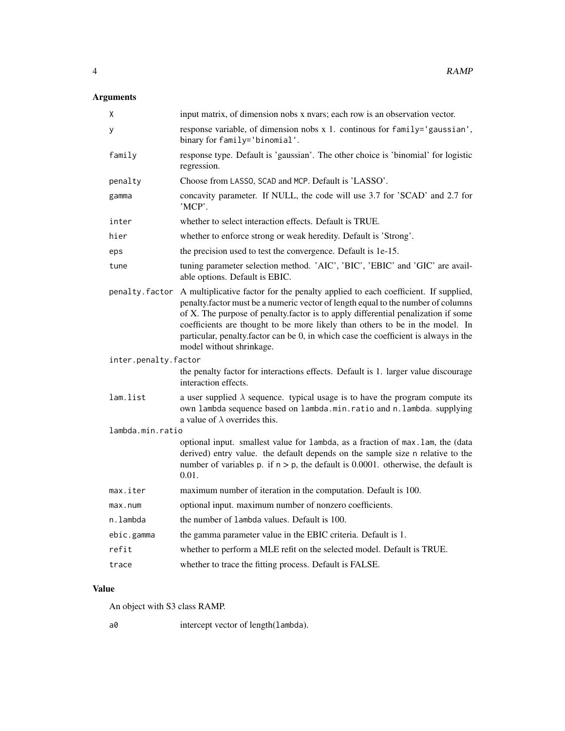## Arguments

| | |
|---|---|
| `X` | input matrix, of dimension nobs x nvars; each row is an observation vector. |
| `y` | response variable, of dimension nobs x 1. continous for `family='gaussian'`, binary for `family='binomial'`. |
| `family` | response type. Default is 'gaussian'. The other choice is 'binomial' for logistic regression. |
| `penalty` | Choose from `LASSO`, `SCAD` and `MCP`. Default is 'LASSO'. |
| `gamma` | concavity parameter. If NULL, the code will use 3.7 for 'SCAD' and 2.7 for 'MCP'. |
| `inter` | whether to select interaction effects. Default is TRUE. |
| `hier` | whether to enforce strong or weak heredity. Default is 'Strong'. |
| `eps` | the precision used to test the convergence. Default is 1e-15. |
| `tune` | tuning parameter selection method. 'AIC', 'BIC', 'EBIC' and 'GIC' are available options. Default is EBIC. |
| `penalty.factor` | A multiplicative factor for the penalty applied to each coefficient. If supplied, penalty.factor must be a numeric vector of length equal to the number of columns of X. The purpose of penalty.factor is to apply differential penalization if some coefficients are thought to be more likely than others to be in the model. In particular, penalty.factor can be 0, in which case the coefficient is always in the model without shrinkage. |
| `inter.penalty.factor` | the penalty factor for interactions effects. Default is 1. larger value discourage interaction effects. |
| `lam.list` | a user supplied $\lambda$ sequence. typical usage is to have the program compute its own `lambda` sequence based on `lambda.min.ratio` and `n.lambda`. supplying a value of $\lambda$ overrides this. |
| `lambda.min.ratio` | optional input. smallest value for `lambda`, as a fraction of `max.lam`, the (data derived) entry value. the default depends on the sample size `n` relative to the number of variables `p`. if `n` > `p`, the default is 0.0001. otherwise, the default is 0.01. |
| `max.iter` | maximum number of iteration in the computation. Default is 100. |
| `max.num` | optional input. maximum number of nonzero coefficients. |
| `n.lambda` | the number of `lambda` values. Default is 100. |
| `ebic.gamma` | the gamma parameter value in the EBIC criteria. Default is 1. |
| `refit` | whether to perform a MLE refit on the selected model. Default is TRUE. |
| `trace` | whether to trace the fitting process. Default is FALSE. |

## Value

An object with S3 class RAMP.

| | |
|---|---|
| `a0` | intercept vector of length(`lambda`). |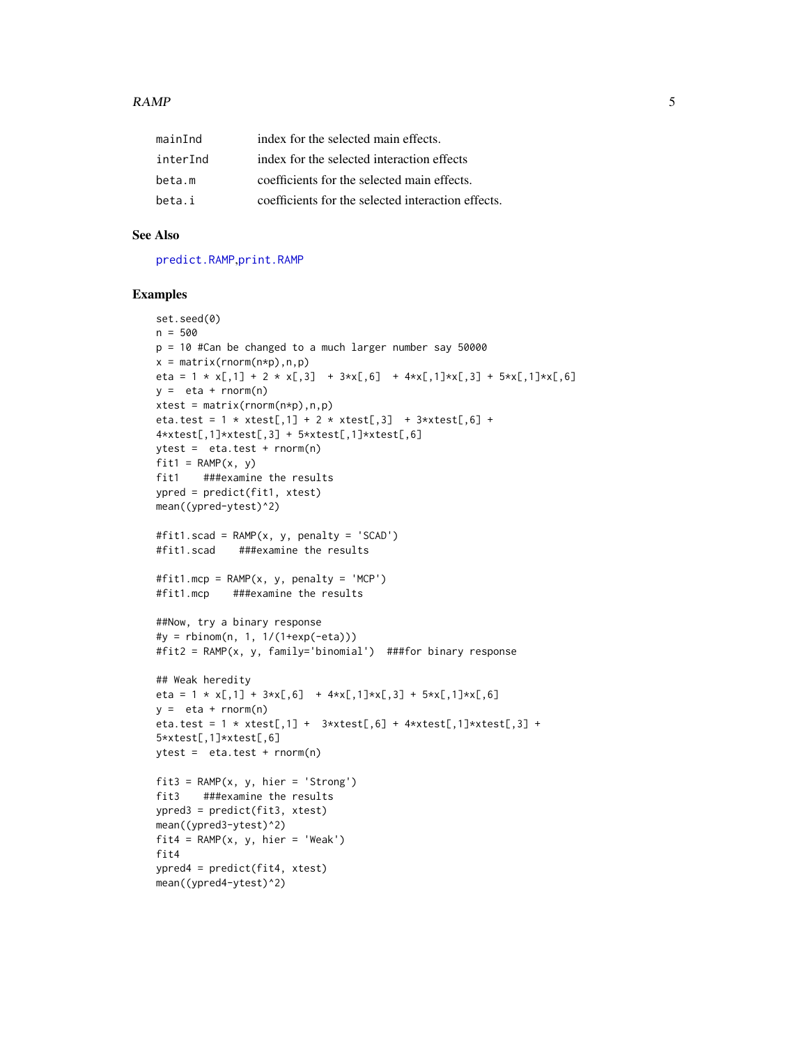| | |
|---|---|
| mainInd | index for the selected main effects. |
| interInd | index for the selected interaction effects |
| beta.m | coefficients for the selected main effects. |
| beta.i | coefficients for the selected interaction effects. |

## See Also

predict.RAMP,print.RAMP

## Examples

```
set.seed(0)
n = 500
p = 10 #Can be changed to a much larger number say 50000
x = matrix(rnorm(n*p),n,p)
eta = 1 * x[,1] + 2 * x[,3]  + 3*x[,6]  + 4*x[,1]*x[,3] + 5*x[,1]*x[,6]
y =  eta + rnorm(n)
xtest = matrix(rnorm(n*p),n,p)
eta.test = 1 * xtest[,1] + 2 * xtest[,3]  + 3*xtest[,6] +
4*xtest[,1]*xtest[,3] + 5*xtest[,1]*xtest[,6]
ytest =  eta.test + rnorm(n)
fit1 = RAMP(x, y)
fit1    ###examine the results
ypred = predict(fit1, xtest)
mean((ypred-ytest)^2)

#fit1.scad = RAMP(x, y, penalty = 'SCAD')
#fit1.scad    ###examine the results

#fit1.mcp = RAMP(x, y, penalty = 'MCP')
#fit1.mcp    ###examine the results

##Now, try a binary response
#y = rbinom(n, 1, 1/(1+exp(-eta)))
#fit2 = RAMP(x, y, family='binomial')  ###for binary response

## Weak heredity
eta = 1 * x[,1] + 3*x[,6]  + 4*x[,1]*x[,3] + 5*x[,1]*x[,6]
y =  eta + rnorm(n)
eta.test = 1 * xtest[,1] +  3*xtest[,6] + 4*xtest[,1]*xtest[,3] +
5*xtest[,1]*xtest[,6]
ytest =  eta.test + rnorm(n)

fit3 = RAMP(x, y, hier = 'Strong')
fit3    ###examine the results
ypred3 = predict(fit3, xtest)
mean((ypred3-ytest)^2)
fit4 = RAMP(x, y, hier = 'Weak')
fit4
ypred4 = predict(fit4, xtest)
mean((ypred4-ytest)^2)
```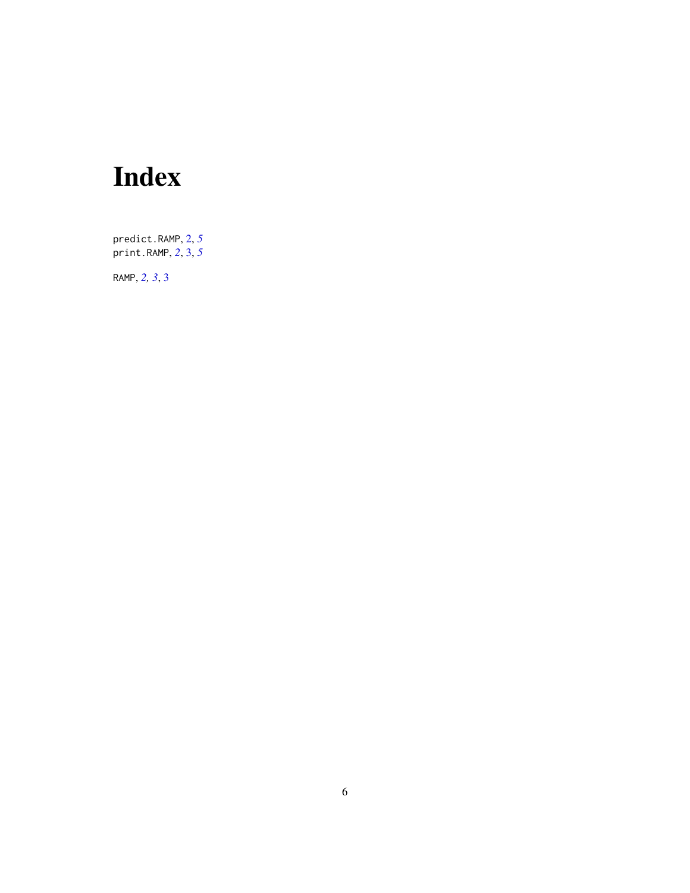# Index

predict.RAMP, 2, *5*  
print.RAMP, *2*, 3, *5*

RAMP, *2, 3*, 3